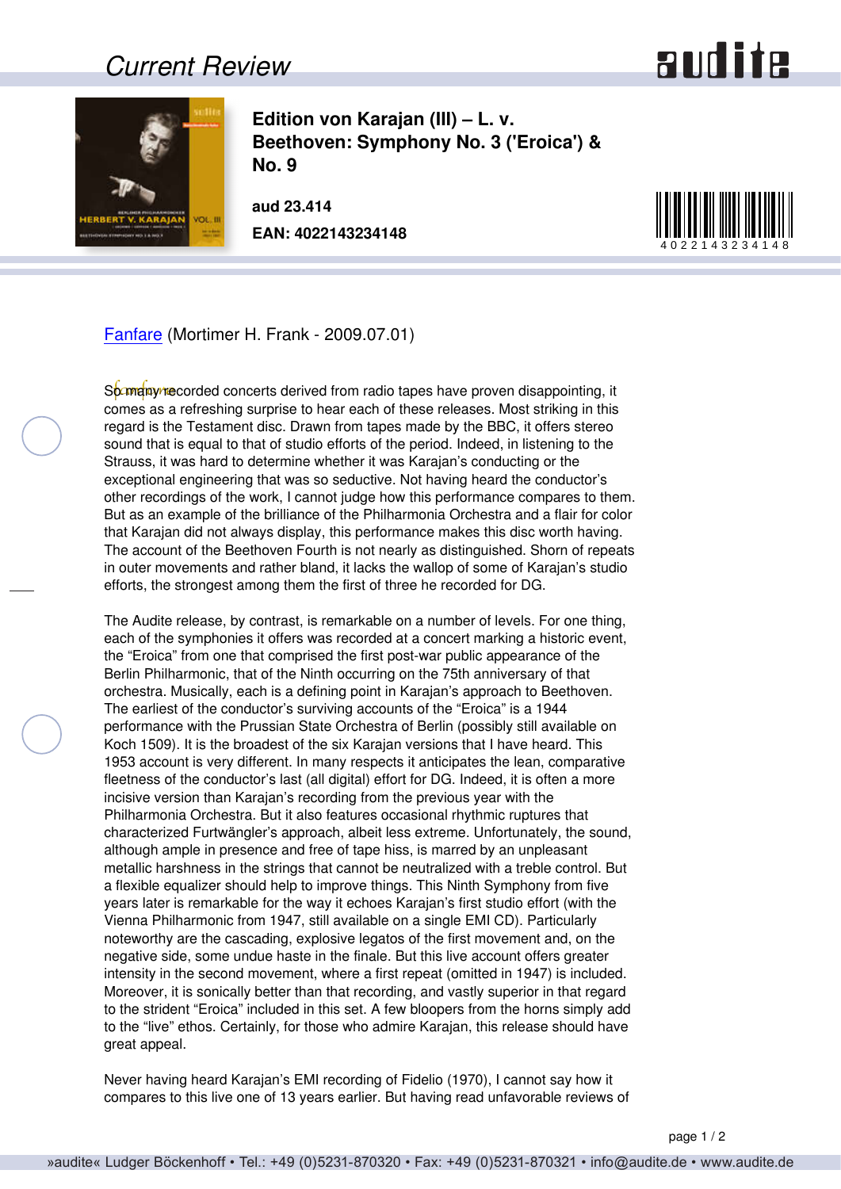# Current Review

## Edition von Karajan (III) – L. v. Beethoven: Symphony No. 3 ('Eroica') & No. 9

**aud 23.414**

**EAN: 4022143234148**

Fanfare (Mortimer H. Frank - 2009.07.01)

So many recorded concerts derived from radio tapes have proven disappointing, it comes as a refreshing surprise to hear each of these releases. Most striking in this regard is the Testament disc. Drawn from tapes made by the BBC, it offers stereo sound that is equal to that of studio efforts of the period. Indeed, in listening to the Strauss, it was hard to determine whether it was Karajan's conducting or the exceptional engineering that was so seductive. Not having heard the conductor's other recordings of the work, I cannot judge how this performance compares to them. But as an example of the brilliance of the Philharmonia Orchestra and a flair for color that Karajan did not always display, this performance makes this disc worth having. The account of the Beethoven Fourth is not nearly as distinguished. Shorn of repeats in outer movements and rather bland, it lacks the wallop of some of Karajan's studio efforts, the strongest among them the first of three he recorded for DG.

The Audite release, by contrast, is remarkable on a number of levels. For one thing, each of the symphonies it offers was recorded at a concert marking a historic event, the "Eroica" from one that comprised the first post-war public appearance of the Berlin Philharmonic, that of the Ninth occurring on the 75th anniversary of that orchestra. Musically, each is a defining point in Karajan's approach to Beethoven. The earliest of the conductor's surviving accounts of the "Eroica" is a 1944 performance with the Prussian State Orchestra of Berlin (possibly still available on Koch 1509). It is the broadest of the six Karajan versions that I have heard. This 1953 account is very different. In many respects it anticipates the lean, comparative fleetness of the conductor's last (all digital) effort for DG. Indeed, it is often a more incisive version than Karajan's recording from the previous year with the Philharmonia Orchestra. But it also features occasional rhythmic ruptures that characterized Furtwängler's approach, albeit less extreme. Unfortunately, the sound, although ample in presence and free of tape hiss, is marred by an unpleasant metallic harshness in the strings that cannot be neutralized with a treble control. But a flexible equalizer should help to improve things. This Ninth Symphony from five years later is remarkable for the way it echoes Karajan's first studio effort (with the Vienna Philharmonic from 1947, still available on a single EMI CD). Particularly noteworthy are the cascading, explosive legatos of the first movement and, on the negative side, some undue haste in the finale. But this live account offers greater intensity in the second movement, where a first repeat (omitted in 1947) is included. Moreover, it is sonically better than that recording, and vastly superior in that regard to the strident "Eroica" included in this set. A few bloopers from the horns simply add to the "live" ethos. Certainly, for those who admire Karajan, this release should have great appeal.

Never having heard Karajan's EMI recording of Fidelio (1970), I cannot say how it compares to this live one of 13 years earlier. But having read unfavorable reviews of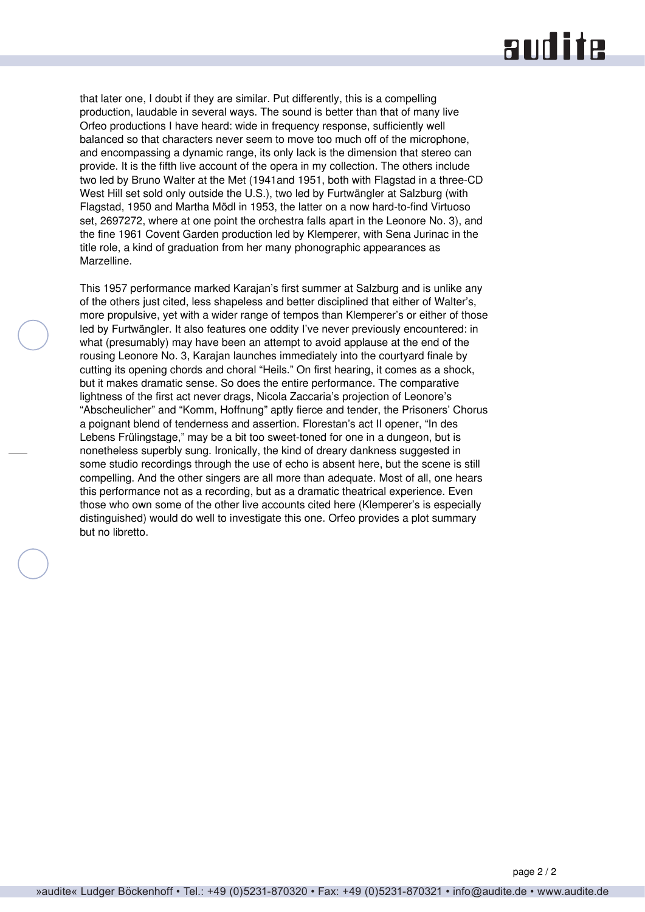that later one, I doubt if they are similar. Put differently, this is a compelling production, laudable in several ways. The sound is better than that of many live Orfeo productions I have heard: wide in frequency response, sufficiently well balanced so that characters never seem to move too much off of the microphone, and encompassing a dynamic range, its only lack is the dimension that stereo can provide. It is the fifth live account of the opera in my collection. The others include two led by Bruno Walter at the Met (1941and 1951, both with Flagstad in a three-CD West Hill set sold only outside the U.S.), two led by Furtwängler at Salzburg (with Flagstad, 1950 and Martha Mödl in 1953, the latter on a now hard-to-find Virtuoso set, 2697272, where at one point the orchestra falls apart in the Leonore No. 3), and the fine 1961 Covent Garden production led by Klemperer, with Sena Jurinac in the title role, a kind of graduation from her many phonographic appearances as Marzelline.

This 1957 performance marked Karajan's first summer at Salzburg and is unlike any of the others just cited, less shapeless and better disciplined that either of Walter's, more propulsive, yet with a wider range of tempos than Klemperer's or either of those led by Furtwängler. It also features one oddity I've never previously encountered: in what (presumably) may have been an attempt to avoid applause at the end of the rousing Leonore No. 3, Karajan launches immediately into the courtyard finale by cutting its opening chords and choral "Heils." On first hearing, it comes as a shock, but it makes dramatic sense. So does the entire performance. The comparative lightness of the first act never drags, Nicola Zaccaria's projection of Leonore's "Abscheulicher" and "Komm, Hoffnung" aptly fierce and tender, the Prisoners' Chorus a poignant blend of tenderness and assertion. Florestan's act II opener, "In des Lebens Frülingstage," may be a bit too sweet-toned for one in a dungeon, but is nonetheless superbly sung. Ironically, the kind of dreary dankness suggested in some studio recordings through the use of echo is absent here, but the scene is still compelling. And the other singers are all more than adequate. Most of all, one hears this performance not as a recording, but as a dramatic theatrical experience. Even those who own some of the other live accounts cited here (Klemperer's is especially distinguished) would do well to investigate this one. Orfeo provides a plot summary but no libretto.